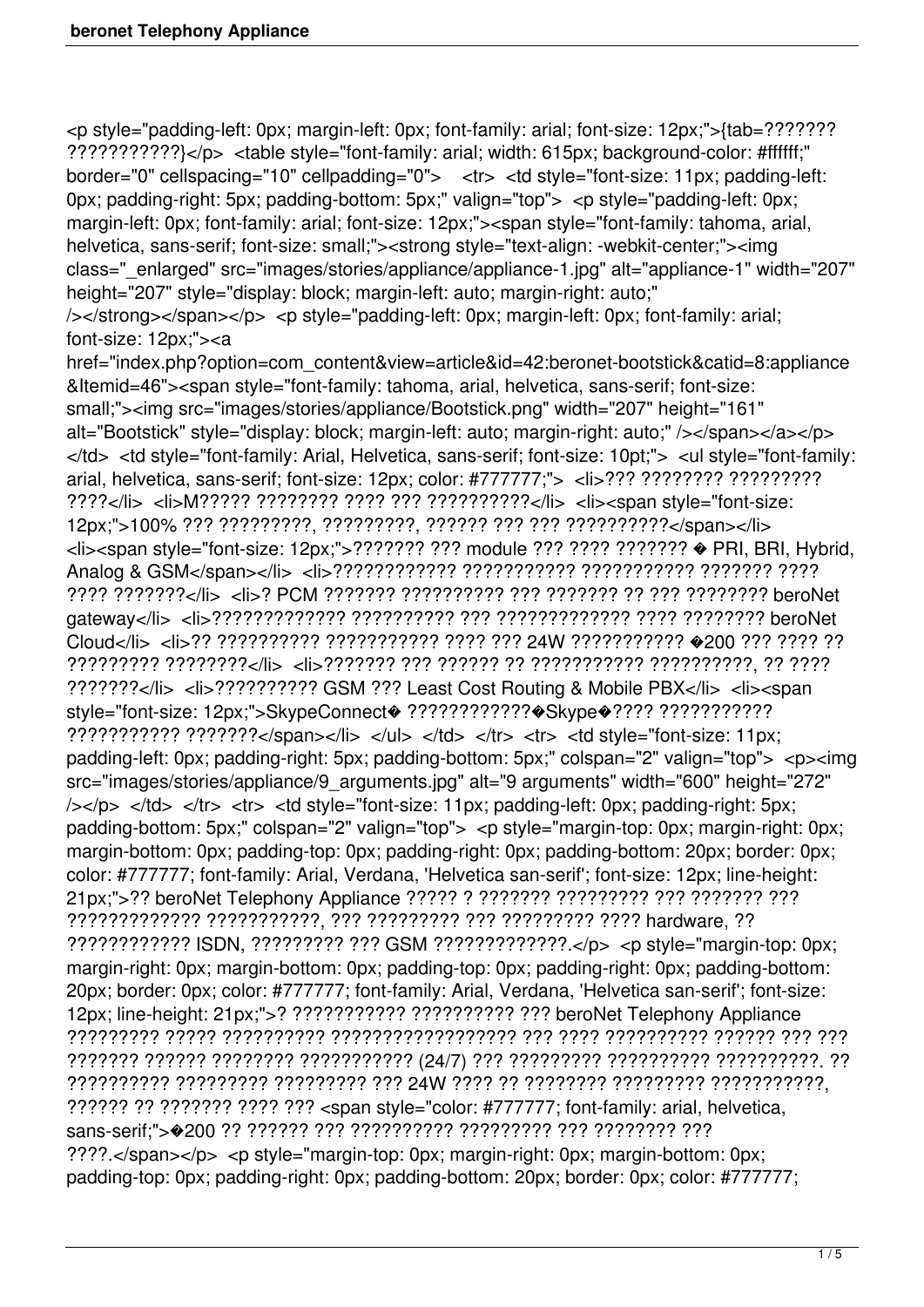<p style="padding-left: 0px; margin-left: 0px; font-family: arial; font-size: 12px;">{tab=??????? ???????????}</p> <table style="font-family: arial; width: 615px; background-color: #ffffff;" border="0" cellspacing="10" cellpadding="0"> <tr> <td style="font-size: 11px; padding-left: 0px; padding-right: 5px; padding-bottom: 5px;" valign="top"> <p style="padding-left: 0px; margin-left: 0px; font-family: arial; font-size: 12px;"><span style="font-family: tahoma, arial, helvetica, sans-serif; font-size: small;"><strong style="text-align: -webkit-center;"><img class="_enlarged" src="images/stories/appliance/appliance-1.jpg" alt="appliance-1" width="207" height="207" style="display: block; margin-left: auto; margin-right: auto;" /></strong></span></p> <p style="padding-left: 0px; margin-left: 0px; font-family: arial; font-size: 12px;"><a href="index.php?option=com_content&view=article&id=42:beronet-bootstick&catid=8:appliance &Itemid=46"><span style="font-family: tahoma, arial, helvetica, sans-serif; font-size: small;"><img src="images/stories/appliance/Bootstick.png" width="207" height="161" alt="Bootstick" style="display: block; margin-left: auto; margin-right: auto;" /></span></a></p> </td> <td style="font-family: Arial, Helvetica, sans-serif; font-size: 10pt;"> <ul style="font-family: arial, helvetica, sans-serif; font-size: 12px; color: #777777;"> <li>??? ???????? ????????? ????</li> <li>M????? ???????? ???? ??? ??????????</li> <li><span style="font-size: 12px;">100% ??? ?????????, ?????????, ?????? ??? ??? ??????????</span></li> <li><span style="font-size: 12px;">??????? ??? module ??? ???? ??????? � PRI, BRI, Hybrid, Analog & GSM</span></li> <li>???????????? ??????????? ??????????? ??????? ???? ???? ???????</li> <li>? PCM ??????? ?????????? ??? ??????? ?? ??? ???????? beroNet gateway</li> <li>????????????? ?????????? ??? ????????????? ???? ???????? beroNet Cloud</li> <li>?? ?????????? ??????????? ???? ??? 24W ??????????? �200 ??? ???? ?? ????????? ????????</li> <li>??????? ??? ?????? ?? ??????????? ??????????, ?? ???? ???????</li> <li>?????????? GSM ??? Least Cost Routing & Mobile PBX</li> <li><span style="font-size: 12px;">SkypeConnect� ????????????�Skype�???? ??????????? ??????????? ???????</span></li> </ul> </td> </tr> <tr> <td style="font-size: 11px; padding-left: 0px; padding-right: 5px; padding-bottom: 5px;" colspan="2" valign="top"> <p><img src="images/stories/appliance/9_arguments.jpg" alt="9 arguments" width="600" height="272" /></p> </td> </tr> <tr> <td style="font-size: 11px; padding-left: 0px; padding-right: 5px; padding-bottom: 5px;" colspan="2" valign="top"> <p style="margin-top: 0px; margin-right: 0px; margin-bottom: 0px; padding-top: 0px; padding-right: 0px; padding-bottom: 20px; border: 0px; color: #777777; font-family: Arial, Verdana, 'Helvetica san-serif'; font-size: 12px; line-height: 21px;">?? beroNet Telephony Appliance ????? ? ??????? ????????? ??? ??????? ??? ????????????? ???????????, ??? ????????? ??? ????????? ???? hardware, ?? ???????????? ISDN, ????????? ??? GSM ?????????????.</p> <p style="margin-top: 0px; margin-right: 0px; margin-bottom: 0px; padding-top: 0px; padding-right: 0px; padding-bottom: 20px; border: 0px; color: #777777; font-family: Arial, Verdana, 'Helvetica san-serif'; font-size: 12px; line-height: 21px;">? ??????????? ?????????? ??? beroNet Telephony Appliance ????????? ????? ?????????? ????????????????? ??? ???? ?????????? ?????? ??? ??? ??????? ?????? ???????? ??????????? (24/7) ??? ????????? ?????????? ??????????. ?? ?????????? ????????? ????????? ??? 24W ???? ?? ???????? ????????? ???????????, ?????? ?? ??????? ???? ??? <span style="color: #777777; font-family: arial, helvetica, sans-serif;">�200 ?? ?????? ??? ?????????? ????????? ??? ???????? ??? ????.</span></p> <p style="margin-top: 0px; margin-right: 0px; margin-bottom: 0px; padding-top: 0px; padding-right: 0px; padding-bottom: 20px; border: 0px; color: #777777;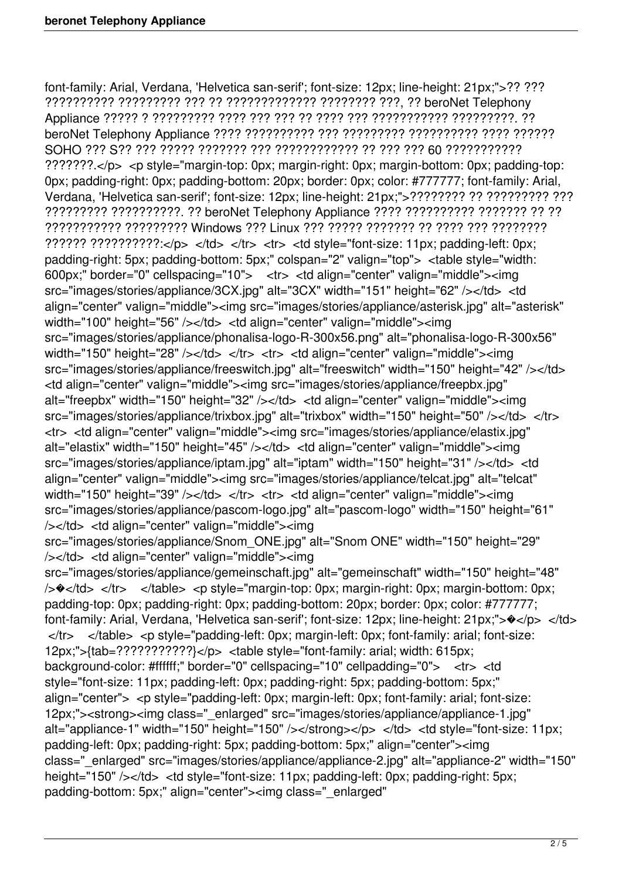font-family: Arial, Verdana, 'Helvetica san-serif'; font-size: 12px; line-height: 21px;">?? ??? ?????????? ????????? ??? ?? ????????????? ???????? ???, ?? beroNet Telephony Appliance ????? ? ????????? ???? ??? ??? ?? ???? ??? ??????????? ?????????. ?? beroNet Telephony Appliance ???? ?????????? ??? ????????? ?????????? ???? ?????? SOHO ??? S?? ??? ????? ??????? ??? ???????????? ?? ??? ??? 60 ??????????? ???????.</p> <p style="margin-top: 0px; margin-right: 0px; margin-bottom: 0px; padding-top: 0px; padding-right: 0px; padding-bottom: 20px; border: 0px; color: #777777; font-family: Arial, Verdana, 'Helvetica san-serif'; font-size: 12px; line-height: 21px;">???????? ?? ????????? ??? ????????? ??????????. ?? beroNet Telephony Appliance ???? ?????????? ??????? ?? ?? ??????????? ????????? Windows ??? Linux ??? ????? ??????? ?? ???? ??? ???????? ?????? ??????????:</p> </td> </tr> <tr> <td style="font-size: 11px; padding-left: 0px; padding-right: 5px; padding-bottom: 5px;" colspan="2" valign="top"> <table style="width: 600px;" border="0" cellspacing="10"> <tr> <td align="center" valign="middle"><img src="images/stories/appliance/3CX.jpg" alt="3CX" width="151" height="62" /></td> <td align="center" valign="middle"><img src="images/stories/appliance/asterisk.jpg" alt="asterisk" width="100" height="56" /></td> <td align="center" valign="middle"><img src="images/stories/appliance/phonalisa-logo-R-300x56.png" alt="phonalisa-logo-R-300x56" width="150" height="28" /></td> </tr> <tr> <td align="center" valign="middle"><img src="images/stories/appliance/freeswitch.jpg" alt="freeswitch" width="150" height="42" /></td> <td align="center" valign="middle"><img src="images/stories/appliance/freepbx.jpg" alt="freepbx" width="150" height="32" /></td> <td align="center" valign="middle"><img src="images/stories/appliance/trixbox.jpg" alt="trixbox" width="150" height="50" /></td> </tr> <tr> <td align="center" valign="middle"><img src="images/stories/appliance/elastix.jpg" alt="elastix" width="150" height="45" /></td> <td align="center" valign="middle"><img src="images/stories/appliance/iptam.jpg" alt="iptam" width="150" height="31" /></td> <td align="center" valign="middle"><img src="images/stories/appliance/telcat.jpg" alt="telcat" width="150" height="39" /></td> </tr> <tr> <td align="center" valign="middle"><img src="images/stories/appliance/pascom-logo.jpg" alt="pascom-logo" width="150" height="61" /></td> <td align="center" valign="middle"><img src="images/stories/appliance/Snom_ONE.jpg" alt="Snom ONE" width="150" height="29" /></td> <td align="center" valign="middle"><img src="images/stories/appliance/gemeinschaft.jpg" alt="gemeinschaft" width="150" height="48" />�</td> </tr> </table> <p style="margin-top: 0px; margin-right: 0px; margin-bottom: 0px; padding-top: 0px; padding-right: 0px; padding-bottom: 20px; border: 0px; color: #777777; font-family: Arial, Verdana, 'Helvetica san-serif'; font-size: 12px; line-height: 21px;">�</p> </td> </tr> </table> <p style="padding-left: 0px; margin-left: 0px; font-family: arial; font-size: 12px;">{tab=???????????}</p> <table style="font-family: arial; width: 615px; background-color: #ffffff;" border="0" cellspacing="10" cellpadding="0"> <tr> <td style="font-size: 11px; padding-left: 0px; padding-right: 5px; padding-bottom: 5px;" align="center"> <p style="padding-left: 0px; margin-left: 0px; font-family: arial; font-size: 12px;"><strong><img class="_enlarged" src="images/stories/appliance/appliance-1.jpg" alt="appliance-1" width="150" height="150" /></strong></p> </td> <td style="font-size: 11px; padding-left: 0px; padding-right: 5px; padding-bottom: 5px;" align="center"><img class="_enlarged" src="images/stories/appliance/appliance-2.jpg" alt="appliance-2" width="150" height="150" /></td> <td style="font-size: 11px; padding-left: 0px; padding-right: 5px; padding-bottom: 5px;" align="center"><img class="_enlarged"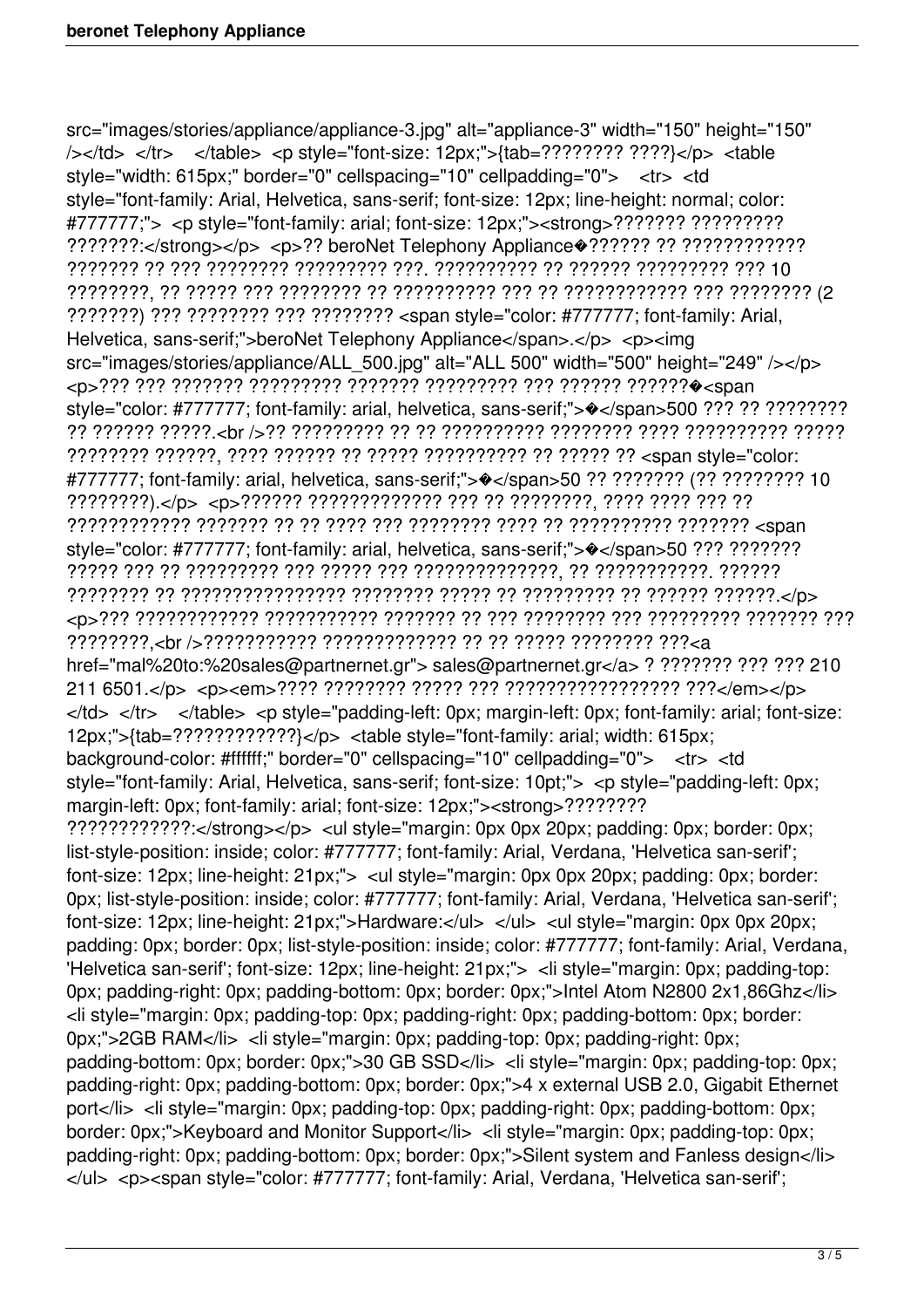src="images/stories/appliance/appliance-3.jpg" alt="appliance-3" width="150" height="150" /></td> </tr> </table> <p style="font-size: 12px;">{tab=??????? ????}</p> <table style="width: 615px;" border="0" cellspacing="10" cellpadding="0"> <tr> <td style="font-family: Arial, Helvetica, sans-serif; font-size: 12px; line-height: normal; color: #777777;"> <p style="font-family: arial; font-size: 12px;"><strong>??????? ????????? ???????:</strong></p> <p>?? beroNet Telephony Appliance�?????? ?? ???????????? ??????? ?? ??? ???????? ????????? ???. ?????????? ?? ?????? ????????? ??? 10 ????????, ?? ????? ??? ???????? ?? ?????????? ??? ?? ???????????? ??? ???????? (2 ???????) ??? ???????? ??? ???????? <span style="color: #777777; font-family: Arial, Helvetica, sans-serif;">beroNet Telephony Appliance</span>.</p> <p><img src="images/stories/appliance/ALL_500.jpg" alt="ALL 500" width="500" height="249" /></p> <p>??? ??? ??????? ????????? ??????? ????????? ??? ?????? ??????�<span style="color: #777777; font-family: arial, helvetica, sans-serif;">�</span>500 ??? ?? ???????? ?? ?????? ?????.<br />?? ????????? ?? ?? ?????????? ???????? ???? ?????????? ????? ???????? ??????, ???? ?????? ?? ????? ?????????? ?? ????? ?? <span style="color: #777777; font-family: arial, helvetica, sans-serif;">�</span>50 ?? ??????? (?? ???????? 10 ????????).</p> <p>?????? ????????????? ??? ?? ????????, ???? ???? ??? ?? ???????????? ??????? ?? ?? ???? ??? ???????? ???? ?? ?????????? ??????? <span style="color: #777777; font-family: arial, helvetica, sans-serif;">�</span>50 ??? ??????? ????? ??? ?? ????????? ??? ????? ??? ??????????????, ?? ???????????. ?????? ???????? ?? ???????????????? ???????? ????? ?? ????????? ?? ?????? ??????.</p> <p>??? ???????????? ??????????? ??????? ?? ??? ???????? ??? ????????? ??????? ??? ????????,<br />??????????? ????????????? ?? ?? ????? ???????? ???<a href="mal%20to:%20sales@partnernet.gr"> sales@partnernet.gr</a> ? ??????? ??? ??? 210 211 6501.</p> <p><em>???? ???????? ????? ??? ???????????????? ???</em></p> </td> </tr> </table> <p style="padding-left: 0px; margin-left: 0px; font-family: arial; font-size: 12px;">{tab=???????????}</p> <table style="font-family: arial; width: 615px; background-color: #ffffff;" border="0" cellspacing="10" cellpadding="0"> <tr> <td style="font-family: Arial, Helvetica, sans-serif; font-size: 10pt;"> <p style="padding-left: 0px; margin-left: 0px; font-family: arial; font-size: 12px;"><strong>???????? ????????????:</strong></p> <ul style="margin: 0px 0px 20px; padding: 0px; border: 0px; list-style-position: inside; color: #777777; font-family: Arial, Verdana, 'Helvetica san-serif'; font-size: 12px; line-height: 21px;"> <ul style="margin: 0px 0px 20px; padding: 0px; border: 0px; list-style-position: inside; color: #777777; font-family: Arial, Verdana, 'Helvetica san-serif'; font-size: 12px; line-height: 21px;">Hardware:</ul> </ul> <ul style="margin: 0px 0px 20px; padding: 0px; border: 0px; list-style-position: inside; color: #777777; font-family: Arial, Verdana, 'Helvetica san-serif'; font-size: 12px; line-height: 21px;"> <li style="margin: 0px; padding-top: 0px; padding-right: 0px; padding-bottom: 0px; border: 0px;">Intel Atom N2800 2x1,86Ghz</li> <li style="margin: 0px; padding-top: 0px; padding-right: 0px; padding-bottom: 0px; border: 0px;">2GB RAM</li> <li style="margin: 0px; padding-top: 0px; padding-right: 0px; padding-bottom: 0px; border: 0px;">30 GB SSD</li> <li style="margin: 0px; padding-top: 0px; padding-right: 0px; padding-bottom: 0px; border: 0px;">4 x external USB 2.0, Gigabit Ethernet port</li> <li style="margin: 0px; padding-top: 0px; padding-right: 0px; padding-bottom: 0px; border: 0px;">Keyboard and Monitor Support</li> <li style="margin: 0px; padding-top: 0px; padding-right: 0px; padding-bottom: 0px; border: 0px;">Silent system and Fanless design</li> </ul> <p><span style="color: #777777; font-family: Arial, Verdana, 'Helvetica san-serif';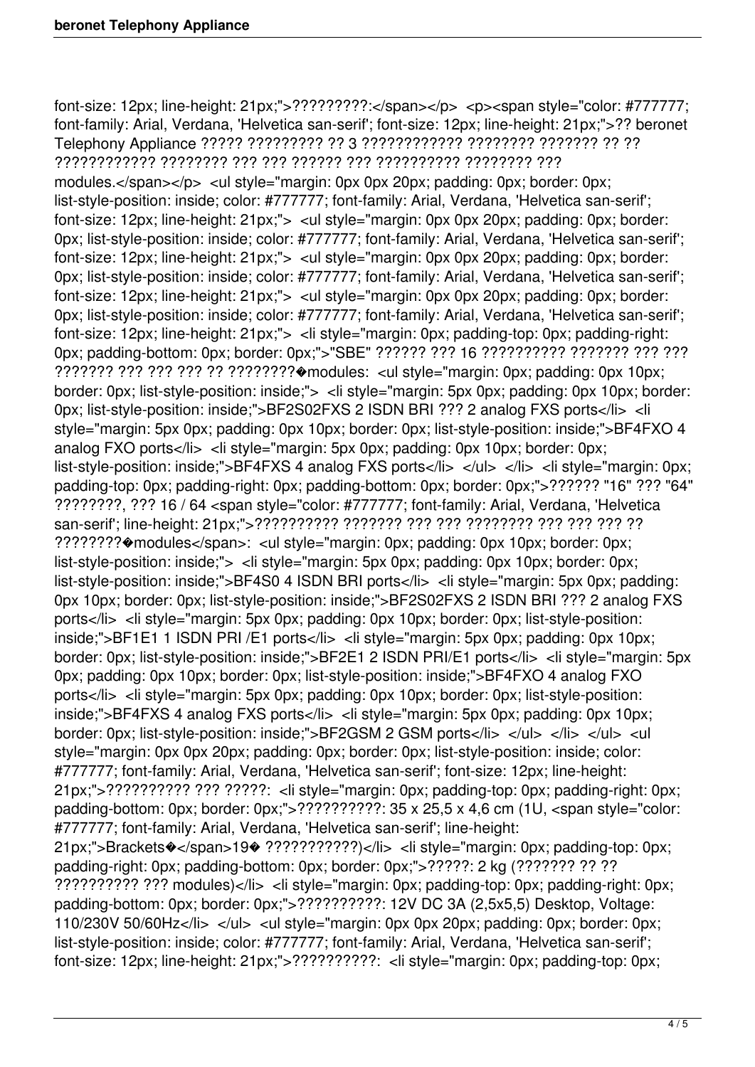font-size: 12px; line-height: 21px;">?????????:</span></p> <p><span style="color: #777777; font-family: Arial, Verdana, 'Helvetica san-serif'; font-size: 12px; line-height: 21px;">?? beronet Telephony Appliance ????? ????????? ?? 3 ??????????? ???????? ??????? ?? ?? ???????????? ???????? ??? ??? ?????? ??? ?????????? ???????? ??? modules.</span></p> <ul style="margin: 0px 0px 20px; padding: 0px; border: 0px; list-style-position: inside; color: #777777; font-family: Arial, Verdana, 'Helvetica san-serif'; font-size: 12px; line-height: 21px;"> <ul style="margin: 0px 0px 20px; padding: 0px; border: 0px; list-style-position: inside; color: #777777; font-family: Arial, Verdana, 'Helvetica san-serif'; font-size: 12px; line-height: 21px;"> <ul style="margin: 0px 0px 20px; padding: 0px; border: 0px; list-style-position: inside; color: #777777; font-family: Arial, Verdana, 'Helvetica san-serif'; font-size: 12px; line-height: 21px;"> <ul style="margin: 0px 0px 20px; padding: 0px; border: 0px; list-style-position: inside; color: #777777; font-family: Arial, Verdana, 'Helvetica san-serif'; font-size: 12px; line-height: 21px;"> <li style="margin: 0px; padding-top: 0px; padding-right: 0px; padding-bottom: 0px; border: 0px;">"SBE" ?????? ??? 16 ?????????? ??????? ??? ??? ??????? ??? ??? ??? ?? ????????�modules: <ul style="margin: 0px; padding: 0px 10px; border: 0px; list-style-position: inside;"> <li style="margin: 5px 0px; padding: 0px 10px; border: 0px; list-style-position: inside;">BF2S02FXS 2 ISDN BRI ??? 2 analog FXS ports</li> <li style="margin: 5px 0px; padding: 0px 10px; border: 0px; list-style-position: inside;">BF4FXO 4 analog FXO ports</li> <li style="margin: 5px 0px; padding: 0px 10px; border: 0px; list-style-position: inside;">BF4FXS 4 analog FXS ports</li> </ul> </li> <li style="margin: 0px; padding-top: 0px; padding-right: 0px; padding-bottom: 0px; border: 0px;">?????? "16" ??? "64" ????????, ??? 16 / 64 <span style="color: #777777; font-family: Arial, Verdana, 'Helvetica san-serif'; line-height: 21px;">?????????? ??????? ??? ??? ???????? ??? ??? ??? ?? ????????�modules</span>: <ul style="margin: 0px; padding: 0px 10px; border: 0px; list-style-position: inside;"> <li style="margin: 5px 0px; padding: 0px 10px; border: 0px; list-style-position: inside;">BF4S0 4 ISDN BRI ports</li> <li style="margin: 5px 0px; padding: 0px 10px; border: 0px; list-style-position: inside;">BF2S02FXS 2 ISDN BRI ??? 2 analog FXS ports</li> <li style="margin: 5px 0px; padding: 0px 10px; border: 0px; list-style-position: inside;">BF1E1 1 ISDN PRI /E1 ports</li> <li style="margin: 5px 0px; padding: 0px 10px; border: 0px; list-style-position: inside;">BF2E1 2 ISDN PRI/E1 ports</li> <li style="margin: 5px 0px; padding: 0px 10px; border: 0px; list-style-position: inside;">BF4FXO 4 analog FXO ports</li> <li style="margin: 5px 0px; padding: 0px 10px; border: 0px; list-style-position: inside;">BF4FXS 4 analog FXS ports</li> <li style="margin: 5px 0px; padding: 0px 10px; border: 0px; list-style-position: inside;">BF2GSM 2 GSM ports</li> </ul> </li> </ul> <ul style="margin: 0px 0px 20px; padding: 0px; border: 0px; list-style-position: inside; color: #777777; font-family: Arial, Verdana, 'Helvetica san-serif'; font-size: 12px; line-height: 21px;">?????????? ??? ?????: <li style="margin: 0px; padding-top: 0px; padding-right: 0px; padding-bottom: 0px; border: 0px;">??????????: 35 x 25,5 x 4,6 cm (1U, <span style="color: #777777; font-family: Arial, Verdana, 'Helvetica san-serif'; line-height: 21px;">Brackets�</span>19� ???????????)</li> <li style="margin: 0px; padding-top: 0px; padding-right: 0px; padding-bottom: 0px; border: 0px;">?????: 2 kg (??????? ?? ?? ?????????? ??? modules)</li> <li style="margin: 0px; padding-top: 0px; padding-right: 0px; padding-bottom: 0px; border: 0px;">??????????: 12V DC 3A (2,5x5,5) Desktop, Voltage: 110/230V 50/60Hz</li> </ul> <ul style="margin: 0px 0px 20px; padding: 0px; border: 0px; list-style-position: inside; color: #777777; font-family: Arial, Verdana, 'Helvetica san-serif'; font-size: 12px; line-height: 21px;">??????????: <li style="margin: 0px; padding-top: 0px;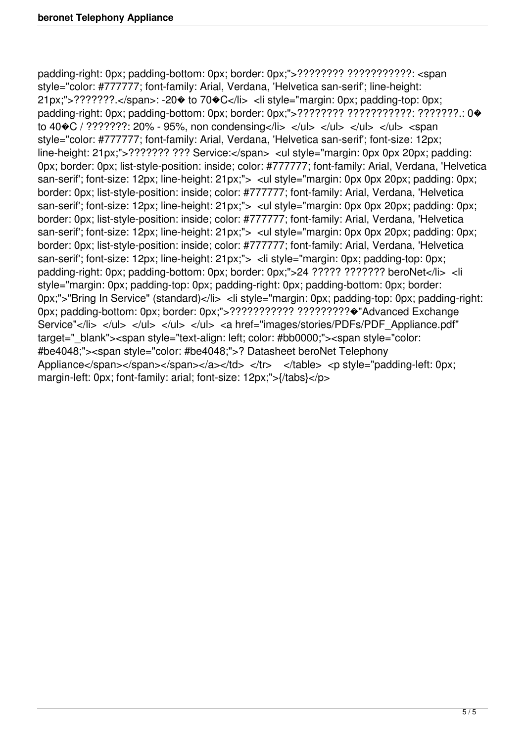padding-right: 0px; padding-bottom: 0px; border: 0px;">???????? ???????????: <span style="color: #777777; font-family: Arial, Verdana, 'Helvetica san-serif'; line-height: 21px;">???????.</span>: -20� to 70�C</li> <li style="margin: 0px; padding-top: 0px; padding-right: 0px; padding-bottom: 0px; border: 0px;">???????? ???????????: ???????.: 0� to 40�C / ???????: 20% - 95%, non condensing</li> </ul> </ul> </ul> </ul> <span style="color: #777777; font-family: Arial, Verdana, 'Helvetica san-serif'; font-size: 12px; line-height: 21px;">??????? ??? Service:</span> <ul style="margin: 0px 0px 20px; padding: 0px; border: 0px; list-style-position: inside; color: #777777; font-family: Arial, Verdana, 'Helvetica san-serif'; font-size: 12px; line-height: 21px;"> <ul style="margin: 0px 0px 20px; padding: 0px; border: 0px; list-style-position: inside; color: #777777; font-family: Arial, Verdana, 'Helvetica san-serif'; font-size: 12px; line-height: 21px;"> <ul style="margin: 0px 0px 20px; padding: 0px; border: 0px; list-style-position: inside; color: #777777; font-family: Arial, Verdana, 'Helvetica san-serif'; font-size: 12px; line-height: 21px;"> <ul style="margin: 0px 0px 20px; padding: 0px; border: 0px; list-style-position: inside; color: #777777; font-family: Arial, Verdana, 'Helvetica san-serif'; font-size: 12px; line-height: 21px;"> <li style="margin: 0px; padding-top: 0px; padding-right: 0px; padding-bottom: 0px; border: 0px;">24 ????? ??????? beroNet</li> <li style="margin: 0px; padding-top: 0px; padding-right: 0px; padding-bottom: 0px; border: 0px;">"Bring In Service" (standard)</li> <li style="margin: 0px; padding-top: 0px; padding-right: 0px; padding-bottom: 0px; border: 0px;">??????????? ?????????�"Advanced Exchange Service"</li> </ul> </ul> </ul> </ul> <a href="images/stories/PDFs/PDF_Appliance.pdf" target="_blank"><span style="text-align: left; color: #bb0000;"><span style="color: #be4048;"><span style="color: #be4048;">? Datasheet beroNet Telephony Appliance</span></span></span></a></td> </tr> </table> <p style="padding-left: 0px; margin-left: 0px; font-family: arial; font-size: 12px;">{/tabs}</p>